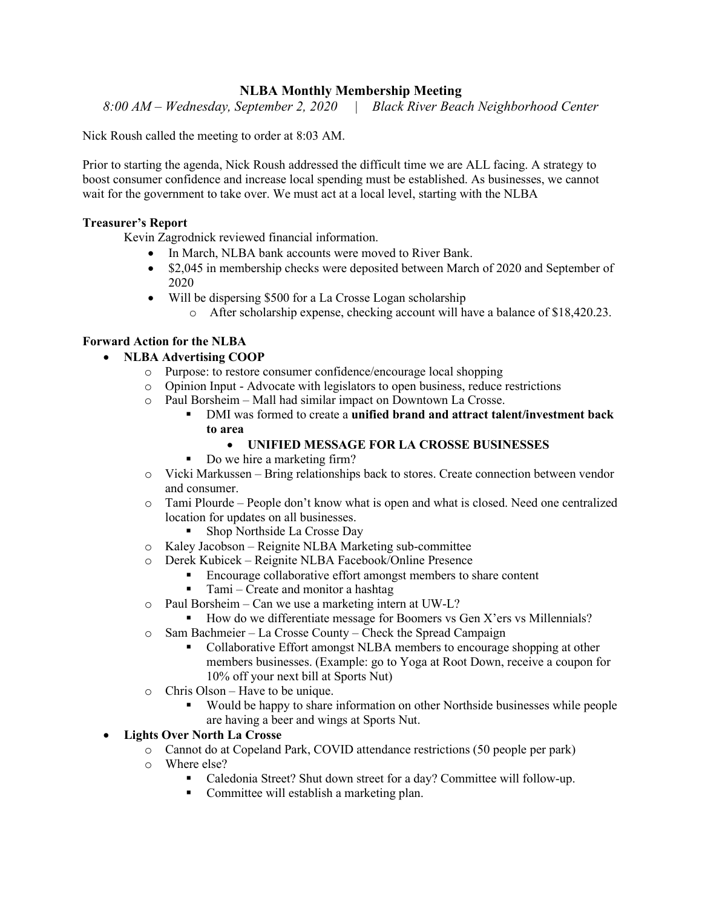# NLBA Monthly Membership Meeting

*8:00 AM – Wednesday, September 2, 2020 | Black River Beach Neighborhood Center*

Nick Roush called the meeting to order at 8:03 AM.

Prior to starting the agenda, Nick Roush addressed the difficult time we are ALL facing. A strategy to boost consumer confidence and increase local spending must be established. As businesses, we cannot wait for the government to take over. We must act at a local level, starting with the NLBA

**Treasurer's Report**

Kevin Zagrodnick reviewed financial information.

- In March, NLBA bank accounts were moved to River Bank.
- $2,045 in membership checks were deposited between March of 2020 and September of 2020
- Will be dispersing $500 for a La Crosse Logan scholarship
    - After scholarship expense, checking account will have a balance of $18,420.23.

**Forward Action for the NLBA**

- **NLBA Advertising COOP**
    - Purpose: to restore consumer confidence/encourage local shopping
    - Opinion Input - Advocate with legislators to open business, reduce restrictions
    - Paul Borsheim – Mall had similar impact on Downtown La Crosse.
        - DMI was formed to create a **unified brand and attract talent/investment back to area**
            - **UNIFIED MESSAGE FOR LA CROSSE BUSINESSES**
        - Do we hire a marketing firm?
    - Vicki Markussen – Bring relationships back to stores. Create connection between vendor and consumer.
    - Tami Plourde – People don't know what is open and what is closed. Need one centralized location for updates on all businesses.
        - Shop Northside La Crosse Day
    - Kaley Jacobson – Reignite NLBA Marketing sub-committee
    - Derek Kubicek – Reignite NLBA Facebook/Online Presence
        - Encourage collaborative effort amongst members to share content
        - Tami – Create and monitor a hashtag
    - Paul Borsheim – Can we use a marketing intern at UW-L?
        - How do we differentiate message for Boomers vs Gen X'ers vs Millennials?
    - Sam Bachmeier – La Crosse County – Check the Spread Campaign
        - Collaborative Effort amongst NLBA members to encourage shopping at other members businesses. (Example: go to Yoga at Root Down, receive a coupon for 10% off your next bill at Sports Nut)
    - Chris Olson – Have to be unique.
        - Would be happy to share information on other Northside businesses while people are having a beer and wings at Sports Nut.
- **Lights Over North La Crosse**
    - Cannot do at Copeland Park, COVID attendance restrictions (50 people per park)
    - Where else?
        - Caledonia Street? Shut down street for a day? Committee will follow-up.
        - Committee will establish a marketing plan.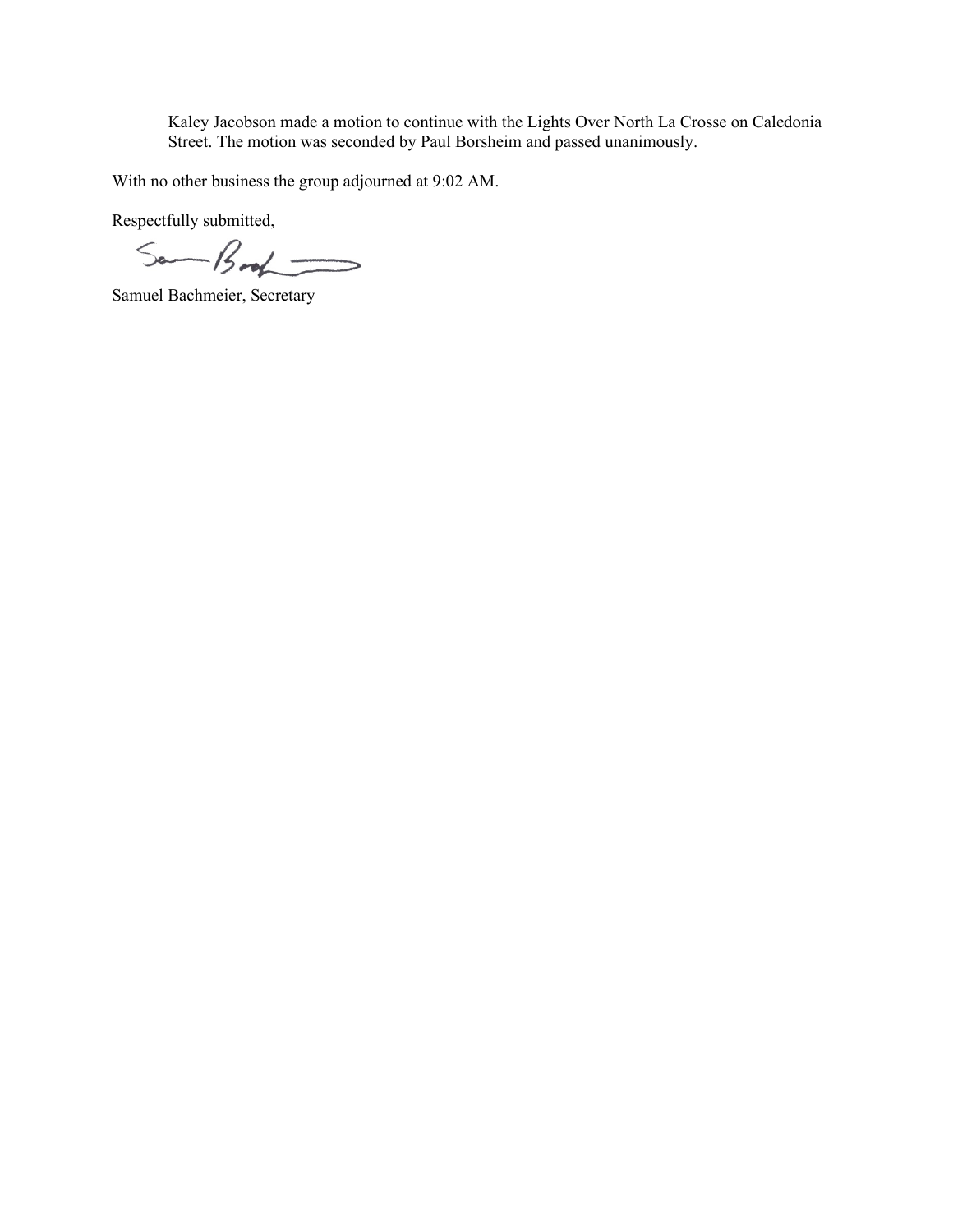Kaley Jacobson made a motion to continue with the Lights Over North La Crosse on Caledonia Street. The motion was seconded by Paul Borsheim and passed unanimously.

With no other business the group adjourned at 9:02 AM.

Respectfully submitted,

Samuel Bachmeier, Secretary